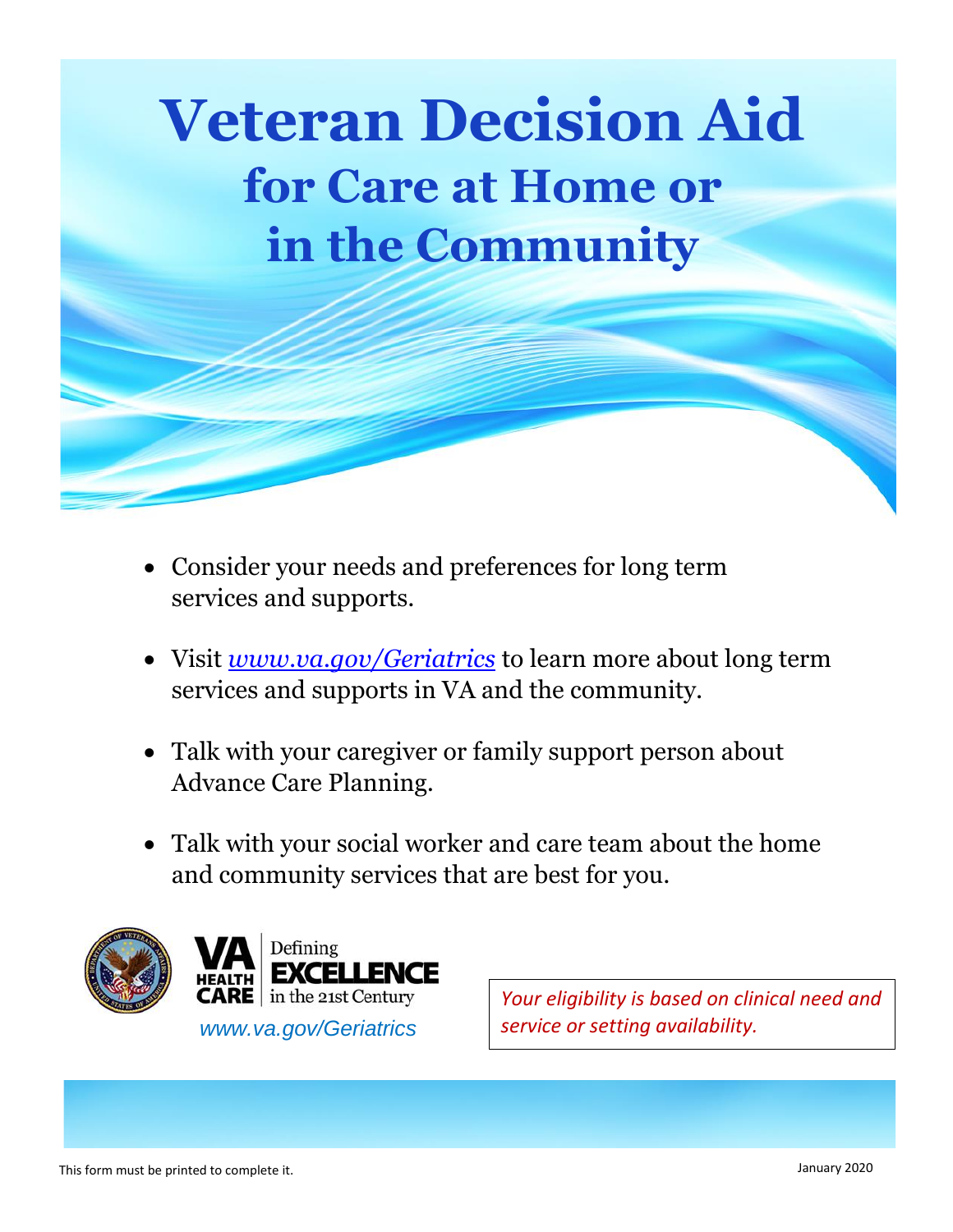# Veteran Decision Aid

## for Care at Home or in the Community

- Consider your needs and preferences for long term services and supports.
- Visit [www.va.gov/Geriatrics](http://www.va.gov/Geriatrics) to learn more about long term services and supports in VA and the community.
- Talk with your caregiver or family support person about Advance Care Planning.
- Talk with your social worker and care team about the home and community services that are best for you.

VA HEALTH CARE | Defining EXCELLENCE in the 21st Century

www.va.gov/Geriatrics

*Your eligibility is based on clinical need and service or setting availability.*

This form must be printed to complete it.

January 2020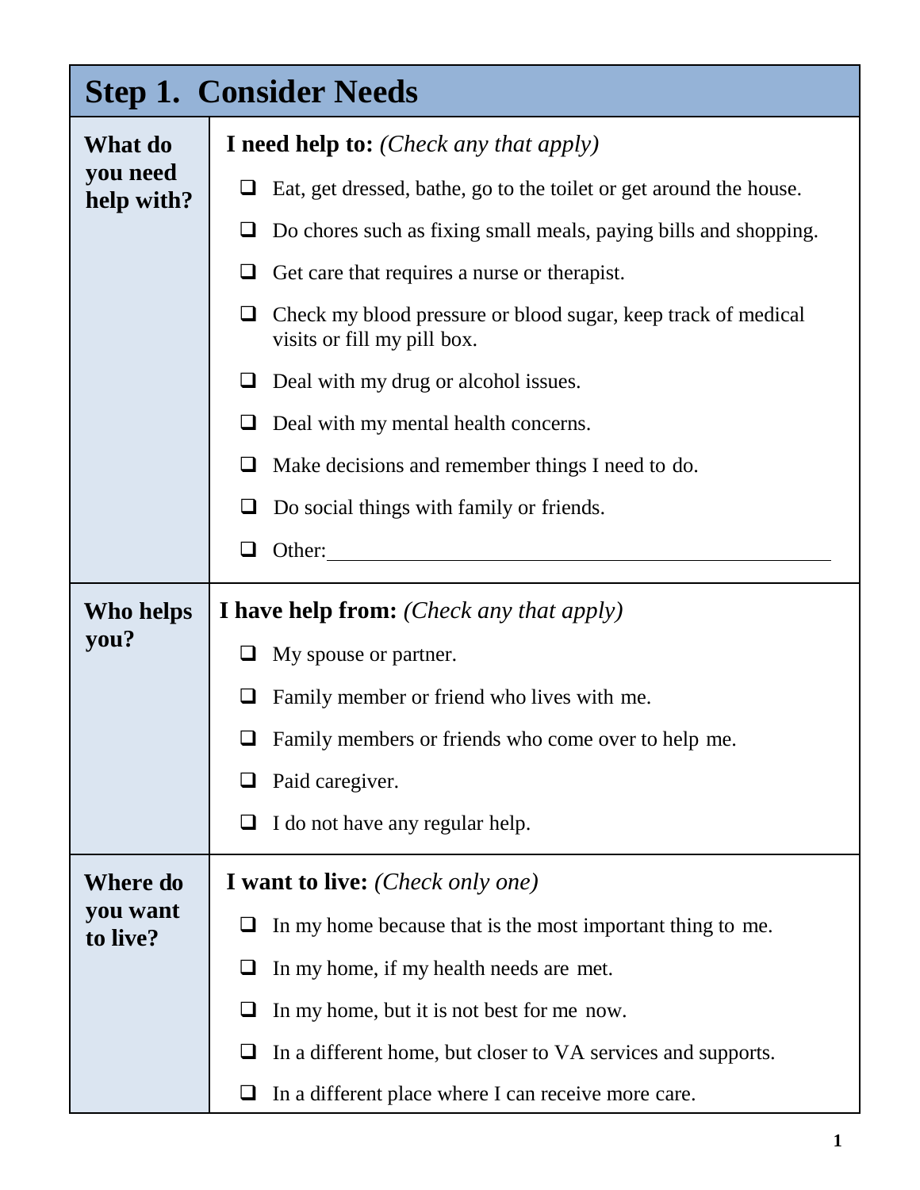## Step 1. Consider Needs

| | |
|---|---|
| **What do you need help with?** | **I need help to:** *(Check any that apply)*<br>❑ Eat, get dressed, bathe, go to the toilet or get around the house.<br>❑ Do chores such as fixing small meals, paying bills and shopping.<br>❑ Get care that requires a nurse or therapist.<br>❑ Check my blood pressure or blood sugar, keep track of medical visits or fill my pill box.<br>❑ Deal with my drug or alcohol issues.<br>❑ Deal with my mental health concerns.<br>❑ Make decisions and remember things I need to do.<br>❑ Do social things with family or friends.<br>❑ Other:________________________________ |
| **Who helps you?** | **I have help from:** *(Check any that apply)*<br>❑ My spouse or partner.<br>❑ Family member or friend who lives with me.<br>❑ Family members or friends who come over to help me.<br>❑ Paid caregiver.<br>❑ I do not have any regular help. |
| **Where do you want to live?** | **I want to live:** *(Check only one)*<br>❑ In my home because that is the most important thing to me.<br>❑ In my home, if my health needs are met.<br>❑ In my home, but it is not best for me now.<br>❑ In a different home, but closer to VA services and supports.<br>❑ In a different place where I can receive more care. |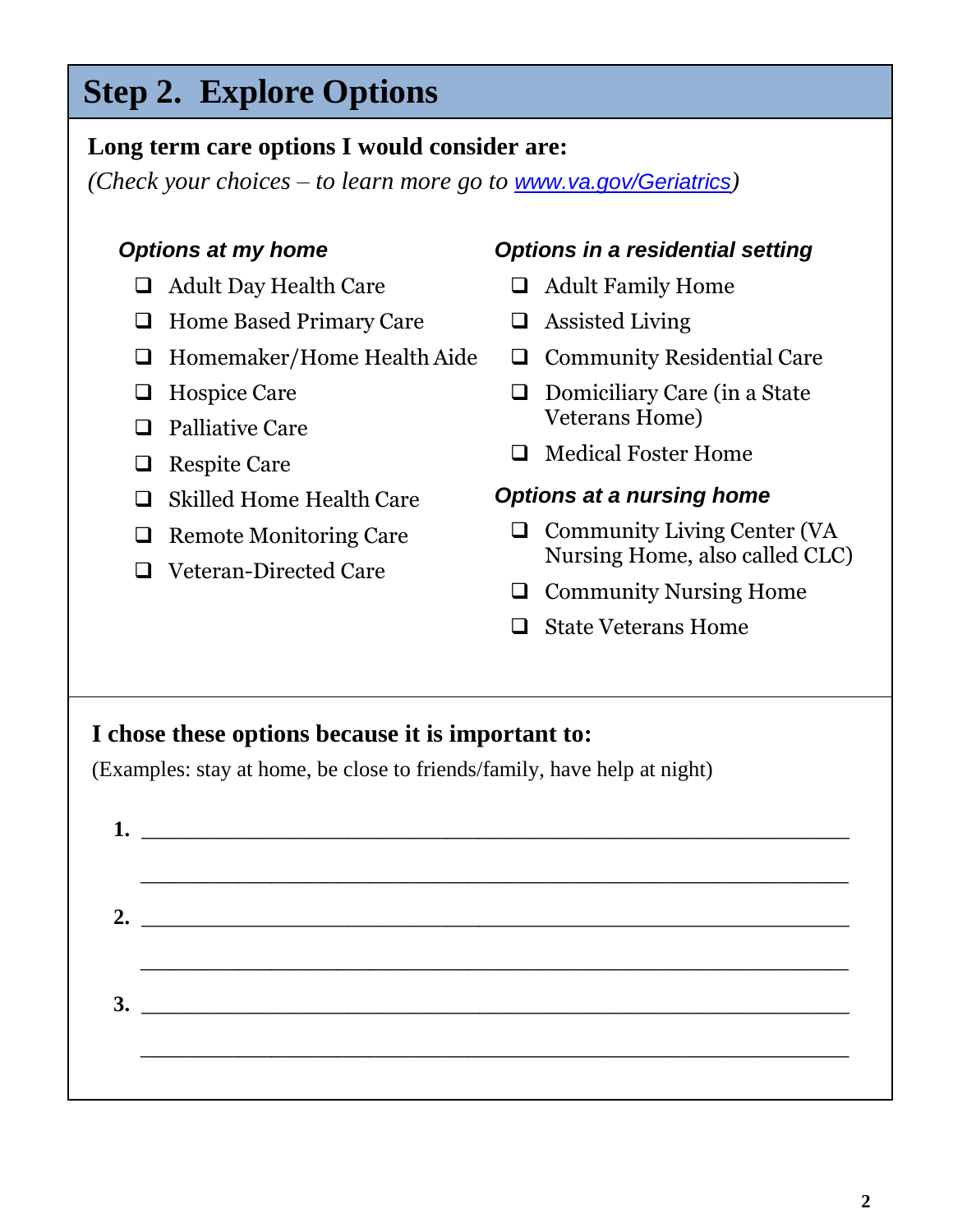## Step 2. Explore Options

**Long term care options I would consider are:**

*(Check your choices – to learn more go to [www.va.gov/Geriatrics](www.va.gov/Geriatrics))*

***Options at my home***

- ❑ Adult Day Health Care
- ❑ Home Based Primary Care
- ❑ Homemaker/Home Health Aide
- ❑ Hospice Care
- ❑ Palliative Care
- ❑ Respite Care
- ❑ Skilled Home Health Care
- ❑ Remote Monitoring Care
- ❑ Veteran-Directed Care

***Options in a residential setting***

- ❑ Adult Family Home
- ❑ Assisted Living
- ❑ Community Residential Care
- ❑ Domiciliary Care (in a State Veterans Home)
- ❑ Medical Foster Home

***Options at a nursing home***

- ❑ Community Living Center (VA Nursing Home, also called CLC)
- ❑ Community Nursing Home
- ❑ State Veterans Home

**I chose these options because it is important to:**

(Examples: stay at home, be close to friends/family, have help at night)

**1.** ____________________________________________________________

____________________________________________________________

**2.** ____________________________________________________________

____________________________________________________________

**3.** ____________________________________________________________

____________________________________________________________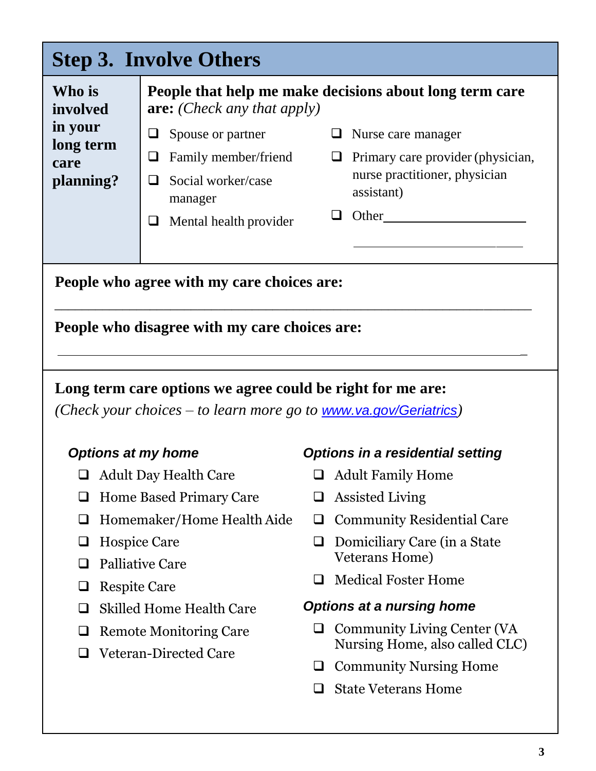## Step 3. Involve Others

**Who is involved in your long term care planning?**

**People that help me make decisions about long term care are:** *(Check any that apply)*

- ☐ Spouse or partner
- ☐ Family member/friend
- ☐ Social worker/case manager
- ☐ Mental health provider
- ☐ Nurse care manager
- ☐ Primary care provider (physician, nurse practitioner, physician assistant)
- ☐ Other______________________

______________________

**People who agree with my care choices are:**

______________________________________________________________________

**People who disagree with my care choices are:**

______________________________________________________________________

**Long term care options we agree could be right for me are:**

*(Check your choices – to learn more go to [www.va.gov/Geriatrics](http://www.va.gov/Geriatrics))*

***Options at my home***

- ☐ Adult Day Health Care
- ☐ Home Based Primary Care
- ☐ Homemaker/Home Health Aide
- ☐ Hospice Care
- ☐ Palliative Care
- ☐ Respite Care
- ☐ Skilled Home Health Care
- ☐ Remote Monitoring Care
- ☐ Veteran-Directed Care

***Options in a residential setting***

- ☐ Adult Family Home
- ☐ Assisted Living
- ☐ Community Residential Care
- ☐ Domiciliary Care (in a State Veterans Home)
- ☐ Medical Foster Home

***Options at a nursing home***

- ☐ Community Living Center (VA Nursing Home, also called CLC)
- ☐ Community Nursing Home
- ☐ State Veterans Home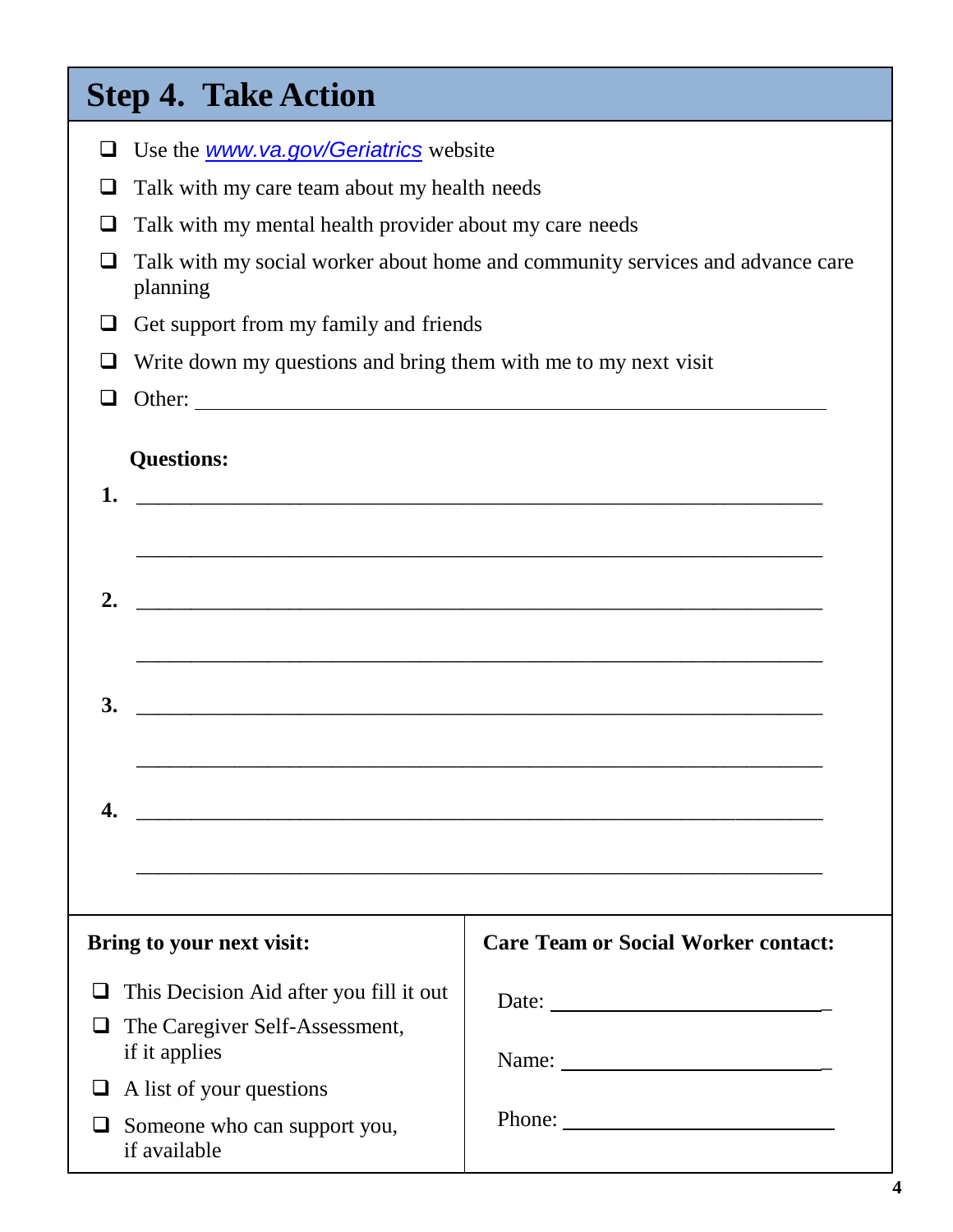# Step 4. Take Action

- ❑ Use the [www.va.gov/Geriatrics](http://www.va.gov/Geriatrics) website
- ❑ Talk with my care team about my health needs
- ❑ Talk with my mental health provider about my care needs
- ❑ Talk with my social worker about home and community services and advance care planning
- ❑ Get support from my family and friends
- ❑ Write down my questions and bring them with me to my next visit
- ❑ Other: ____________________________________________

**Questions:**

**1.** ____________________________________________

____________________________________________

**2.** ____________________________________________

____________________________________________

**3.** ____________________________________________

____________________________________________

**4.** ____________________________________________

____________________________________________

**Bring to your next visit:**

- ❑ This Decision Aid after you fill it out
- ❑ The Caregiver Self-Assessment, if it applies
- ❑ A list of your questions
- ❑ Someone who can support you, if available

**Care Team or Social Worker contact:**

Date: ____________________

Name: ____________________

Phone: ____________________